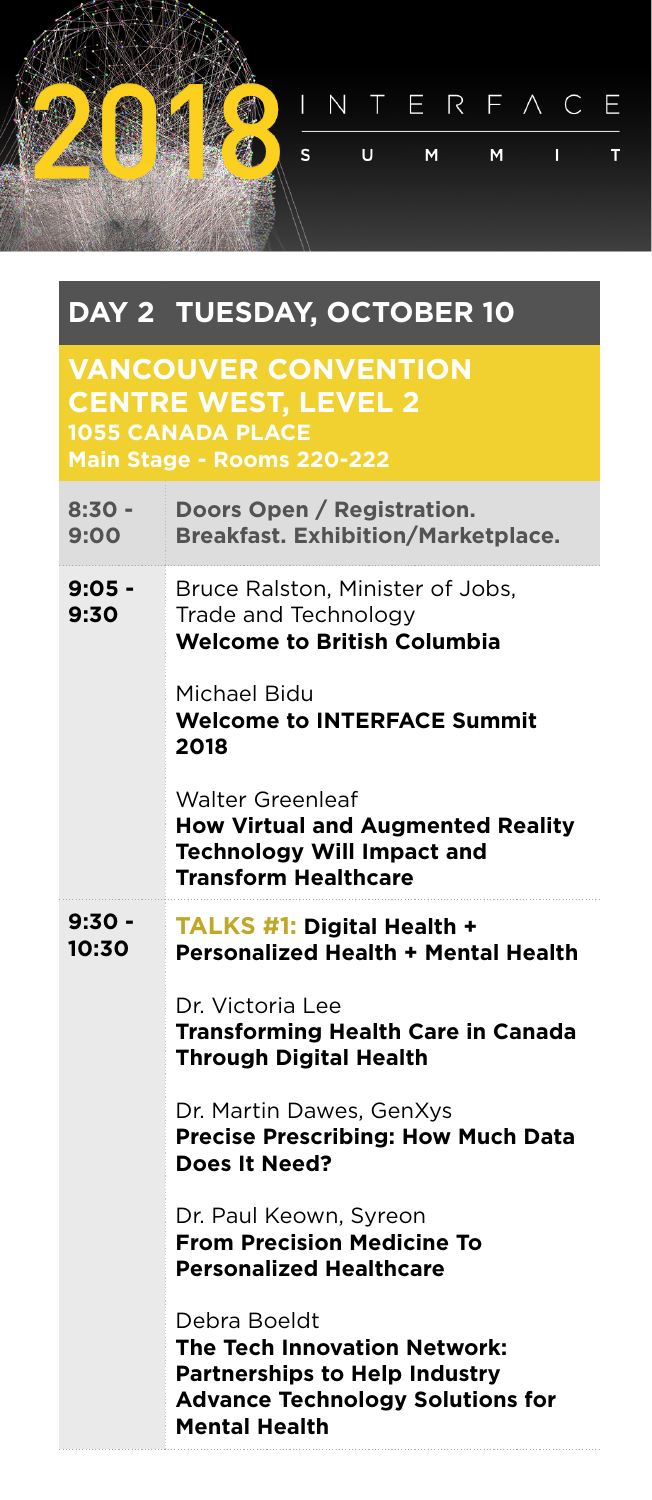# 2018 INTERFACE SUMMIT

## DAY 2 TUESDAY, OCTOBER 10

### VANCOUVER CONVENTION CENTRE WEST, LEVEL 2

**1055 CANADA PLACE**
**Main Stage - Rooms 220-222**

| Time | Session |
| --- | --- |
| 8:30 - 9:00 | **Doors Open / Registration. Breakfast. Exhibition/Marketplace.** |
| 9:05 - 9:30 | Bruce Ralston, Minister of Jobs, Trade and Technology<br>**Welcome to British Columbia**<br><br>Michael Bidu<br>**Welcome to INTERFACE Summit 2018**<br><br>Walter Greenleaf<br>**How Virtual and Augmented Reality Technology Will Impact and Transform Healthcare** |
| 9:30 - 10:30 | **TALKS #1: Digital Health + Personalized Health + Mental Health**<br><br>Dr. Victoria Lee<br>**Transforming Health Care in Canada Through Digital Health**<br><br>Dr. Martin Dawes, GenXys<br>**Precise Prescribing: How Much Data Does It Need?**<br><br>Dr. Paul Keown, Syreon<br>**From Precision Medicine To Personalized Healthcare**<br><br>Debra Boeldt<br>**The Tech Innovation Network: Partnerships to Help Industry Advance Technology Solutions for Mental Health** |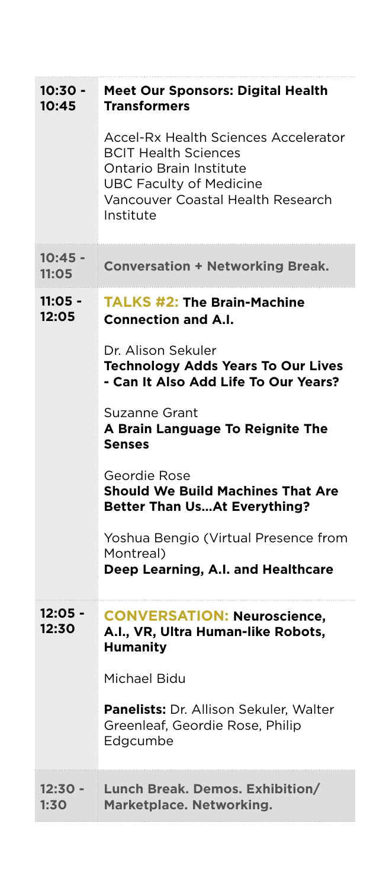| | |
|---|---|
| **10:30 - 10:45** | **Meet Our Sponsors: Digital Health Transformers**<br><br>Accel-Rx Health Sciences Accelerator<br>BCIT Health Sciences<br>Ontario Brain Institute<br>UBC Faculty of Medicine<br>Vancouver Coastal Health Research Institute |
| **10:45 - 11:05** | **Conversation + Networking Break.** |
| **11:05 - 12:05** | **TALKS #2: The Brain-Machine Connection and A.I.**<br><br>Dr. Alison Sekuler<br>**Technology Adds Years To Our Lives - Can It Also Add Life To Our Years?**<br><br>Suzanne Grant<br>**A Brain Language To Reignite The Senses**<br><br>Geordie Rose<br>**Should We Build Machines That Are Better Than Us...At Everything?**<br><br>Yoshua Bengio (Virtual Presence from Montreal)<br>**Deep Learning, A.I. and Healthcare** |
| **12:05 - 12:30** | **CONVERSATION: Neuroscience, A.I., VR, Ultra Human-like Robots, Humanity**<br><br>Michael Bidu<br><br>**Panelists:** Dr. Allison Sekuler, Walter Greenleaf, Geordie Rose, Philip Edgcumbe |
| **12:30 - 1:30** | **Lunch Break. Demos. Exhibition/ Marketplace. Networking.** |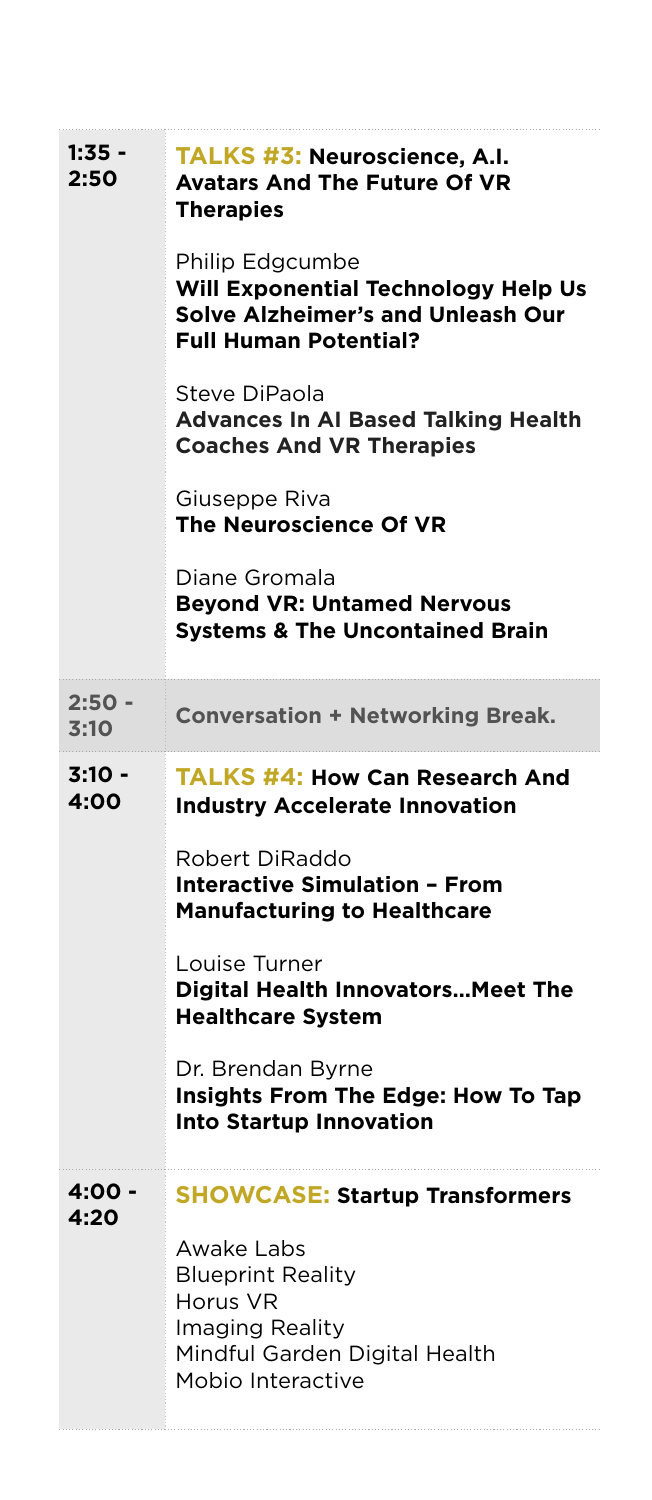| | |
|---|---|
| **1:35 - 2:50** | **TALKS #3: Neuroscience, A.I. Avatars And The Future Of VR Therapies**<br><br>Philip Edgcumbe<br>**Will Exponential Technology Help Us Solve Alzheimer's and Unleash Our Full Human Potential?**<br><br>Steve DiPaola<br>**Advances In AI Based Talking Health Coaches And VR Therapies**<br><br>Giuseppe Riva<br>**The Neuroscience Of VR**<br><br>Diane Gromala<br>**Beyond VR: Untamed Nervous Systems & The Uncontained Brain** |
| **2:50 - 3:10** | **Conversation + Networking Break.** |
| **3:10 - 4:00** | **TALKS #4: How Can Research And Industry Accelerate Innovation**<br><br>Robert DiRaddo<br>**Interactive Simulation – From Manufacturing to Healthcare**<br><br>Louise Turner<br>**Digital Health Innovators...Meet The Healthcare System**<br><br>Dr. Brendan Byrne<br>**Insights From The Edge: How To Tap Into Startup Innovation** |
| **4:00 - 4:20** | **SHOWCASE: Startup Transformers**<br><br>Awake Labs<br>Blueprint Reality<br>Horus VR<br>Imaging Reality<br>Mindful Garden Digital Health<br>Mobio Interactive |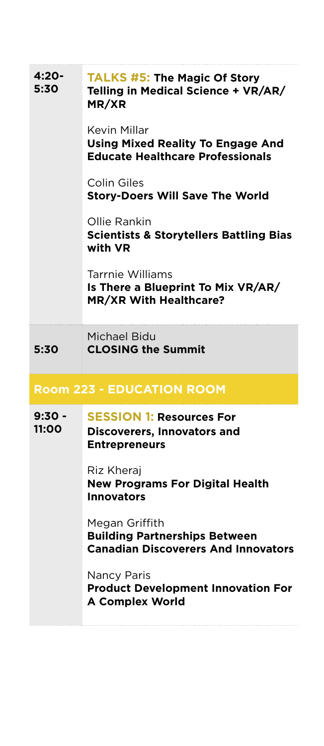| | |
|---|---|
| **4:20-5:30** | **TALKS #5: The Magic Of Story Telling in Medical Science + VR/AR/MR/XR**<br><br>Kevin Millar<br>**Using Mixed Reality To Engage And Educate Healthcare Professionals**<br><br>Colin Giles<br>**Story-Doers Will Save The World**<br><br>Ollie Rankin<br>**Scientists & Storytellers Battling Bias with VR**<br><br>Tarrnie Williams<br>**Is There a Blueprint To Mix VR/AR/MR/XR With Healthcare?** |
| **5:30** | Michael Bidu<br>**CLOSING the Summit** |

## Room 223 - EDUCATION ROOM

| | |
|---|---|
| **9:30 - 11:00** | **SESSION 1: Resources For Discoverers, Innovators and Entrepreneurs**<br><br>Riz Kheraj<br>**New Programs For Digital Health Innovators**<br><br>Megan Griffith<br>**Building Partnerships Between Canadian Discoverers And Innovators**<br><br>Nancy Paris<br>**Product Development Innovation For A Complex World** |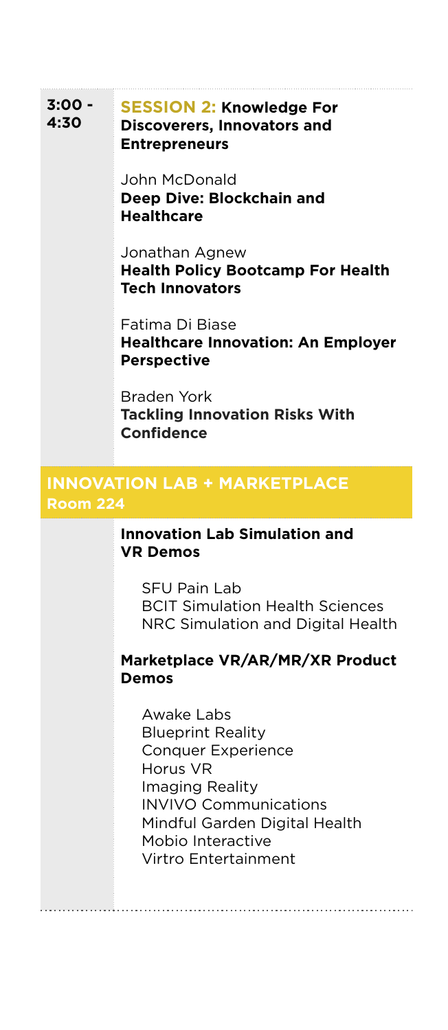**3:00 - 4:30**

**SESSION 2: Knowledge For Discoverers, Innovators and Entrepreneurs**

John McDonald
**Deep Dive: Blockchain and Healthcare**

Jonathan Agnew
**Health Policy Bootcamp For Health Tech Innovators**

Fatima Di Biase
**Healthcare Innovation: An Employer Perspective**

Braden York
**Tackling Innovation Risks With Confidence**

## INNOVATION LAB + MARKETPLACE
**Room 224**

**Innovation Lab Simulation and VR Demos**

SFU Pain Lab
BCIT Simulation Health Sciences
NRC Simulation and Digital Health

**Marketplace VR/AR/MR/XR Product Demos**

Awake Labs
Blueprint Reality
Conquer Experience
Horus VR
Imaging Reality
INVIVO Communications
Mindful Garden Digital Health
Mobio Interactive
Virtro Entertainment